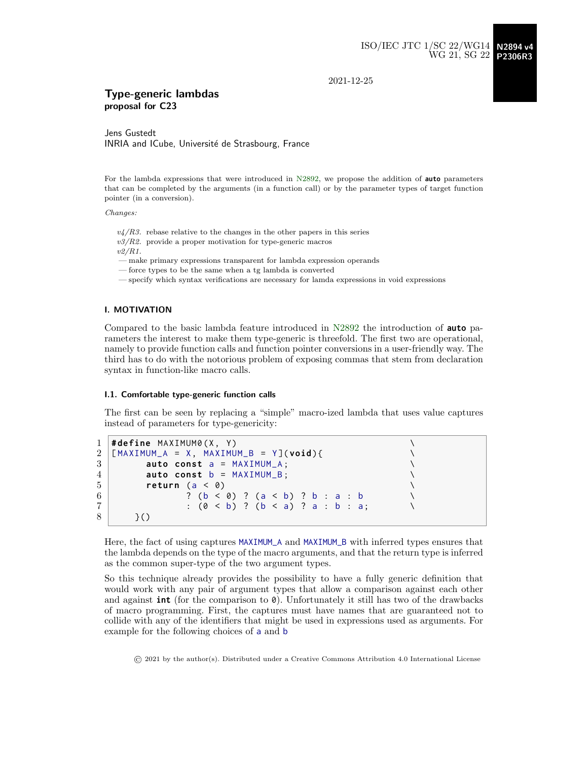ISO/IEC JTC 1/SC 22/WG14 **N2894 v4**
WG 21, SG 22 **P2306R3**

2021-12-25

# Type-generic lambdas
**proposal for C23**

Jens Gustedt
INRIA and ICube, Université de Strasbourg, France

For the lambda expressions that were introduced in N2892, we propose the addition of **auto** parameters that can be completed by the arguments (in a function call) or by the parameter types of target function pointer (in a conversion).

*Changes:*

*v4/R3.* rebase relative to the changes in the other papers in this series
*v3/R2.* provide a proper motivation for type-generic macros
*v2/R1.*
— make primary expressions transparent for lambda expression operands
— force types to be the same when a tg lambda is converted
— specify which syntax verifications are necessary for lamda expressions in void expressions

## I. MOTIVATION

Compared to the basic lambda feature introduced in N2892 the introduction of **auto** parameters the interest to make them type-generic is threefold. The first two are operational, namely to provide function calls and function pointer conversions in a user-friendly way. The third has to do with the notorious problem of exposing commas that stem from declaration syntax in function-like macro calls.

### I.1. Comfortable type-generic function calls

The first can be seen by replacing a "simple" macro-ized lambda that uses value captures instead of parameters for type-genericity:

```
#define MAXIMUM0(X, Y)                              \
[MAXIMUM_A = X, MAXIMUM_B = Y](void){               \
      auto const a = MAXIMUM_A;                     \
      auto const b = MAXIMUM_B;                     \
      return (a < 0)                                \
             ? (b < 0) ? (a < b) ? b : a : b        \
             : (0 < b) ? (b < a) ? a : b : a;       \
   }()
```

Here, the fact of using captures `MAXIMUM_A` and `MAXIMUM_B` with inferred types ensures that the lambda depends on the type of the macro arguments, and that the return type is inferred as the common super-type of the two argument types.

So this technique already provides the possibility to have a fully generic definition that would work with any pair of argument types that allow a comparison against each other and against **int** (for the comparison to `0`). Unfortunately it still has two of the drawbacks of macro programming. First, the captures must have names that are guaranteed not to collide with any of the identifiers that might be used in expressions used as arguments. For example for the following choices of `a` and `b`

© 2021 by the author(s). Distributed under a Creative Commons Attribution 4.0 International License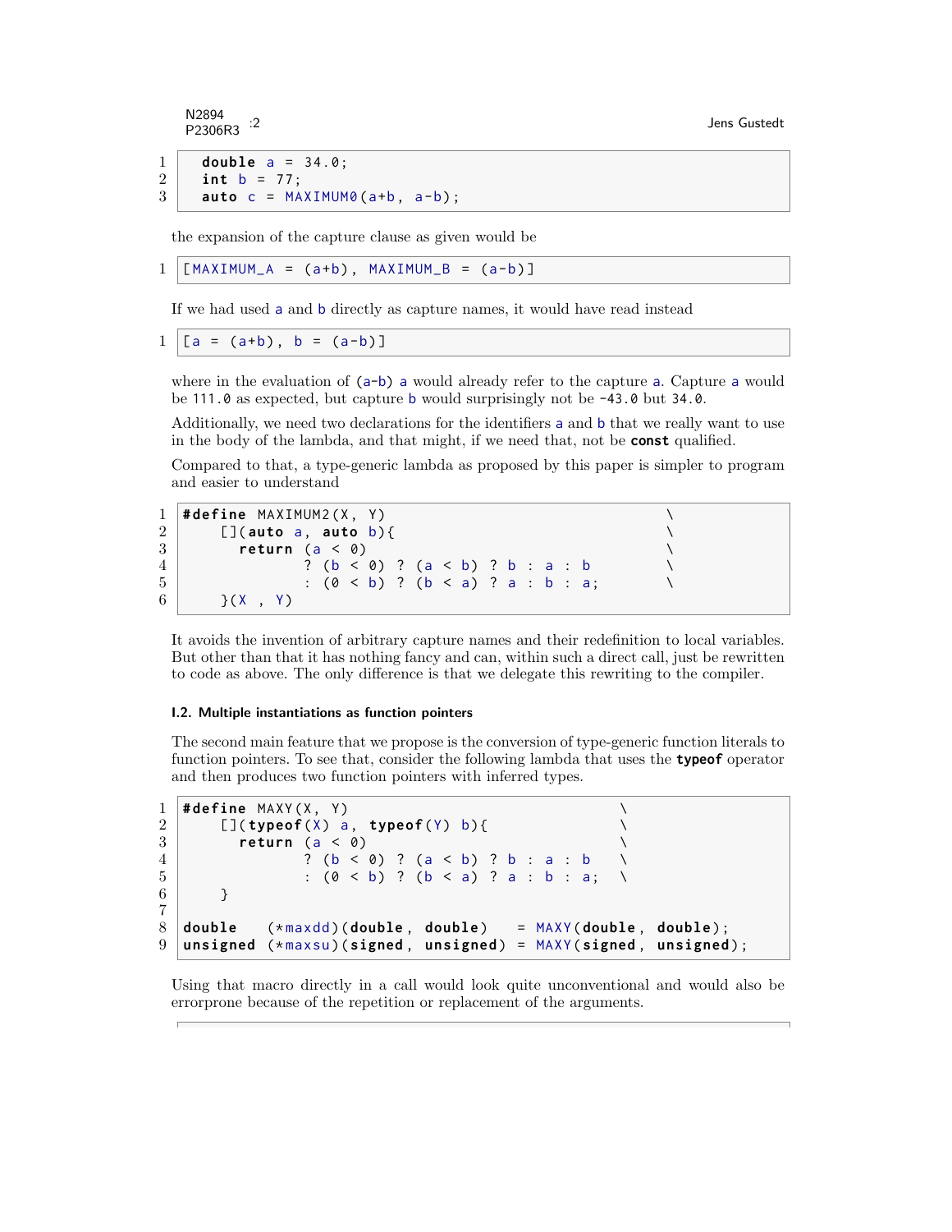```c
double a = 34.0;
int b = 77;
auto c = MAXIMUM0(a+b, a-b);
```

the expansion of the capture clause as given would be

```c
[MAXIMUM_A = (a+b), MAXIMUM_B = (a-b)]
```

If we had used a and b directly as capture names, it would have read instead

```c
[a = (a+b), b = (a-b)]
```

where in the evaluation of (a-b) a would already refer to the capture a. Capture a would be 111.0 as expected, but capture b would surprisingly not be -43.0 but 34.0.

Additionally, we need two declarations for the identifiers a and b that we really want to use in the body of the lambda, and that might, if we need that, not be **const** qualified.

Compared to that, a type-generic lambda as proposed by this paper is simpler to program and easier to understand

```c
#define MAXIMUM2(X, Y)                                    \
    [](auto a, auto b){                                   \
      return (a < 0)                                      \
             ? (b < 0) ? (a < b) ? b : a : b              \
             : (0 < b) ? (b < a) ? a : b : a;             \
    }(X , Y)
```

It avoids the invention of arbitrary capture names and their redefinition to local variables. But other than that it has nothing fancy and can, within such a direct call, just be rewritten to code as above. The only difference is that we delegate this rewriting to the compiler.

#### I.2. Multiple instantiations as function pointers

The second main feature that we propose is the conversion of type-generic function literals to function pointers. To see that, consider the following lambda that uses the **typeof** operator and then produces two function pointers with inferred types.

```c
#define MAXY(X, Y)                                \
    [](typeof(X) a, typeof(Y) b){                 \
      return (a < 0)                              \
             ? (b < 0) ? (a < b) ? b : a : b      \
             : (0 < b) ? (b < a) ? a : b : a;     \
    }

double   (*maxdd)(double, double)   = MAXY(double, double);
unsigned (*maxsu)(signed, unsigned) = MAXY(signed, unsigned);
```

Using that macro directly in a call would look quite unconventional and would also be errorprone because of the repetition or replacement of the arguments.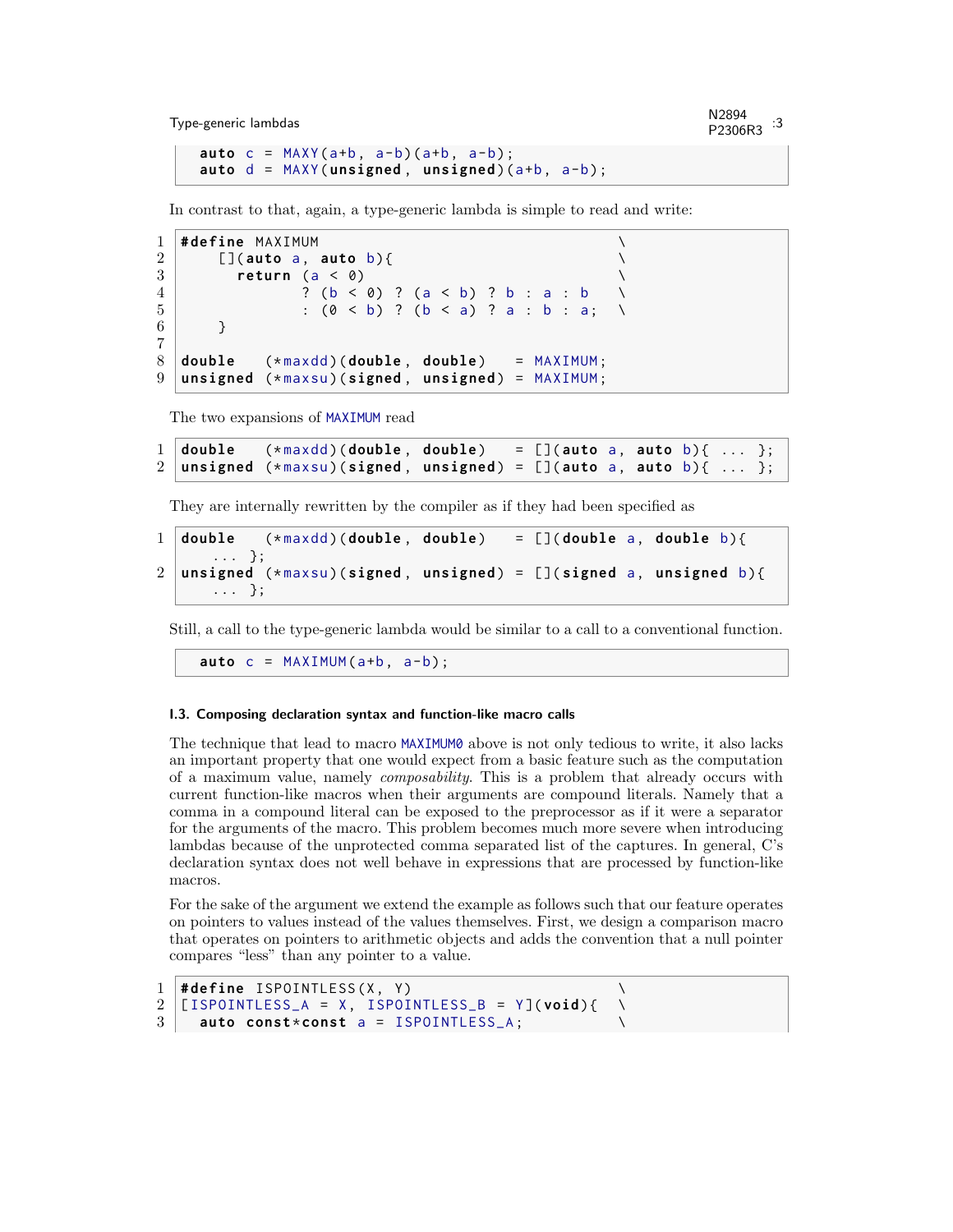```
auto c = MAXY(a+b, a-b)(a+b, a-b);
auto d = MAXY(unsigned, unsigned)(a+b, a-b);
```

In contrast to that, again, a type-generic lambda is simple to read and write:

```
#define MAXIMUM                                    \
    [](auto a, auto b){                            \
      return (a < 0)                               \
             ? (b < 0) ? (a < b) ? b : a : b       \
             : (0 < b) ? (b < a) ? a : b : a;      \
    }

double   (*maxdd)(double, double)     = MAXIMUM;
unsigned (*maxsu)(signed, unsigned)   = MAXIMUM;
```

The two expansions of MAXIMUM read

```
double   (*maxdd)(double, double)     = [](auto a, auto b){ ... };
unsigned (*maxsu)(signed, unsigned)   = [](auto a, auto b){ ... };
```

They are internally rewritten by the compiler as if they had been specified as

```
double   (*maxdd)(double, double)     = [](double a, double b){
    ... };
unsigned (*maxsu)(signed, unsigned)   = [](signed a, unsigned b){
    ... };
```

Still, a call to the type-generic lambda would be similar to a call to a conventional function.

```
auto c = MAXIMUM(a+b, a-b);
```

### I.3. Composing declaration syntax and function-like macro calls

The technique that lead to macro MAXIMUM0 above is not only tedious to write, it also lacks an important property that one would expect from a basic feature such as the computation of a maximum value, namely *composability*. This is a problem that already occurs with current function-like macros when their arguments are compound literals. Namely that a comma in a compound literal can be exposed to the preprocessor as if it were a separator for the arguments of the macro. This problem becomes much more severe when introducing lambdas because of the unprotected comma separated list of the captures. In general, C's declaration syntax does not well behave in expressions that are processed by function-like macros.

For the sake of the argument we extend the example as follows such that our feature operates on pointers to values instead of the values themselves. First, we design a comparison macro that operates on pointers to arithmetic objects and adds the convention that a null pointer compares "less" than any pointer to a value.

```
#define ISPOINTLESS(X, Y)                          \
[ISPOINTLESS_A = X, ISPOINTLESS_B = Y](void){      \
  auto const*const a = ISPOINTLESS_A;              \
```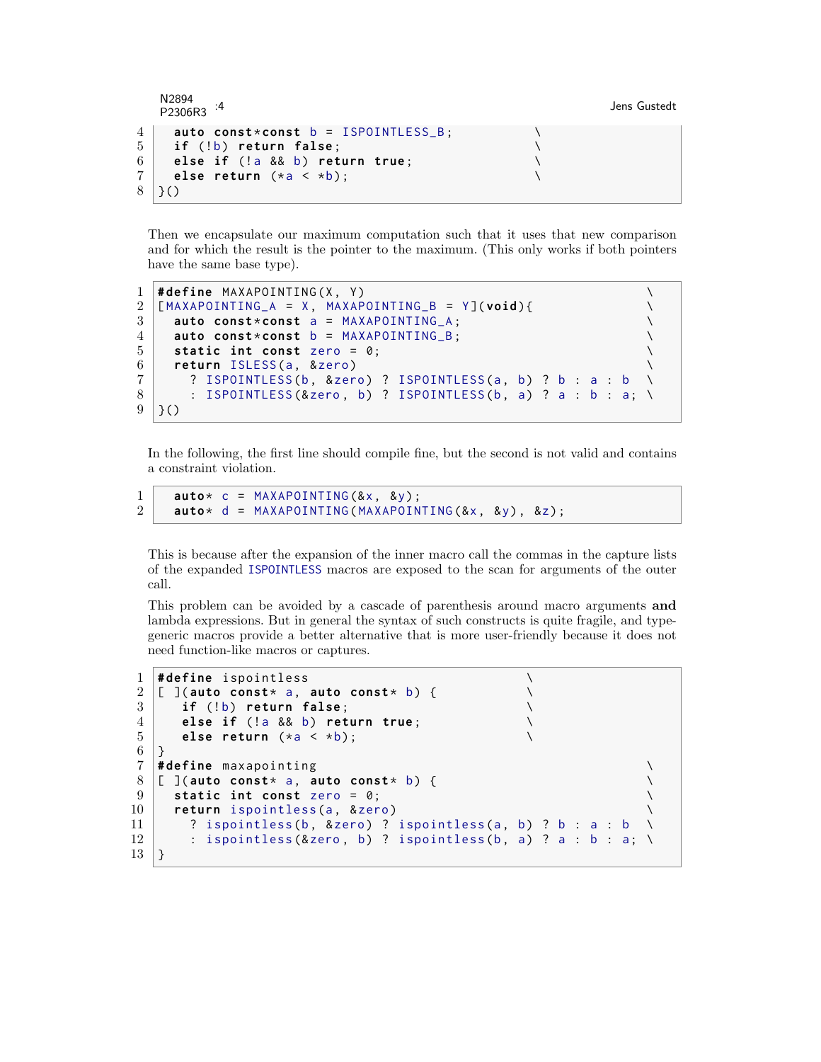```
  auto const*const b = ISPOINTLESS_B;           \
  if (!b) return false;                         \
  else if (!a && b) return true;                \
  else return (*a < *b);                        \
}()
```

Then we encapsulate our maximum computation such that it uses that new comparison and for which the result is the pointer to the maximum. (This only works if both pointers have the same base type).

```
#define MAXAPOINTING(X, Y)                                      \
[MAXAPOINTING_A = X, MAXAPOINTING_B = Y](void){                 \
  auto const*const a = MAXAPOINTING_A;                          \
  auto const*const b = MAXAPOINTING_B;                          \
  static int const zero = 0;                                    \
  return ISLESS(a, &zero)                                       \
    ? ISPOINTLESS(b, &zero) ? ISPOINTLESS(a, b) ? b : a : b    \
    : ISPOINTLESS(&zero, b) ? ISPOINTLESS(b, a) ? a : b : a;   \
}()
```

In the following, the first line should compile fine, but the second is not valid and contains a constraint violation.

```
  auto* c = MAXAPOINTING(&x, &y);
  auto* d = MAXAPOINTING(MAXAPOINTING(&x, &y), &z);
```

This is because after the expansion of the inner macro call the commas in the capture lists of the expanded ISPOINTLESS macros are exposed to the scan for arguments of the outer call.

This problem can be avoided by a cascade of parenthesis around macro arguments **and** lambda expressions. But in general the syntax of such constructs is quite fragile, and type-generic macros provide a better alternative that is more user-friendly because it does not need function-like macros or captures.

```
#define ispointless                             \
[ ](auto const* a, auto const* b) {             \
   if (!b) return false;                        \
   else if (!a && b) return true;               \
   else return (*a < *b);                       \
}
#define maxapointing                                            \
[ ](auto const* a, auto const* b) {                             \
  static int const zero = 0;                                    \
  return ispointless(a, &zero)                                  \
    ? ispointless(b, &zero) ? ispointless(a, b) ? b : a : b    \
    : ispointless(&zero, b) ? ispointless(b, a) ? a : b : a;   \
}
```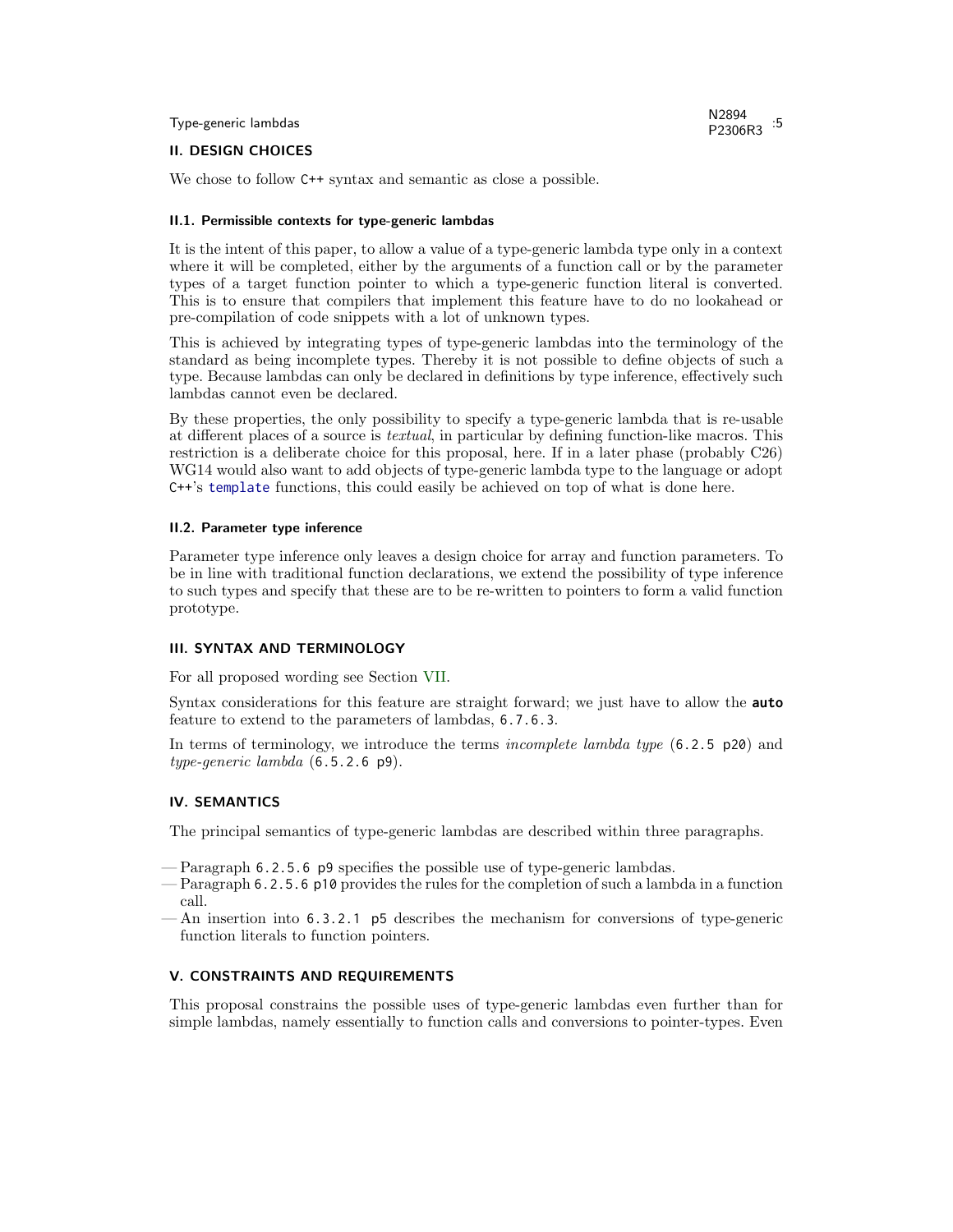## II. DESIGN CHOICES

We chose to follow `C++` syntax and semantic as close a possible.

### II.1. Permissible contexts for type-generic lambdas

It is the intent of this paper, to allow a value of a type-generic lambda type only in a context where it will be completed, either by the arguments of a function call or by the parameter types of a target function pointer to which a type-generic function literal is converted. This is to ensure that compilers that implement this feature have to do no lookahead or pre-compilation of code snippets with a lot of unknown types.

This is achieved by integrating types of type-generic lambdas into the terminology of the standard as being incomplete types. Thereby it is not possible to define objects of such a type. Because lambdas can only be declared in definitions by type inference, effectively such lambdas cannot even be declared.

By these properties, the only possibility to specify a type-generic lambda that is re-usable at different places of a source is *textual*, in particular by defining function-like macros. This restriction is a deliberate choice for this proposal, here. If in a later phase (probably C26) WG14 would also want to add objects of type-generic lambda type to the language or adopt `C++`'s `template` functions, this could easily be achieved on top of what is done here.

### II.2. Parameter type inference

Parameter type inference only leaves a design choice for array and function parameters. To be in line with traditional function declarations, we extend the possibility of type inference to such types and specify that these are to be re-written to pointers to form a valid function prototype.

## III. SYNTAX AND TERMINOLOGY

For all proposed wording see Section VII.

Syntax considerations for this feature are straight forward; we just have to allow the **`auto`** feature to extend to the parameters of lambdas, `6.7.6.3`.

In terms of terminology, we introduce the terms *incomplete lambda type* (`6.2.5 p20`) and *type-generic lambda* (`6.5.2.6 p9`).

## IV. SEMANTICS

The principal semantics of type-generic lambdas are described within three paragraphs.

— Paragraph `6.2.5.6 p9` specifies the possible use of type-generic lambdas.
— Paragraph `6.2.5.6 p10` provides the rules for the completion of such a lambda in a function call.
— An insertion into `6.3.2.1 p5` describes the mechanism for conversions of type-generic function literals to function pointers.

## V. CONSTRAINTS AND REQUIREMENTS

This proposal constrains the possible uses of type-generic lambdas even further than for simple lambdas, namely essentially to function calls and conversions to pointer-types. Even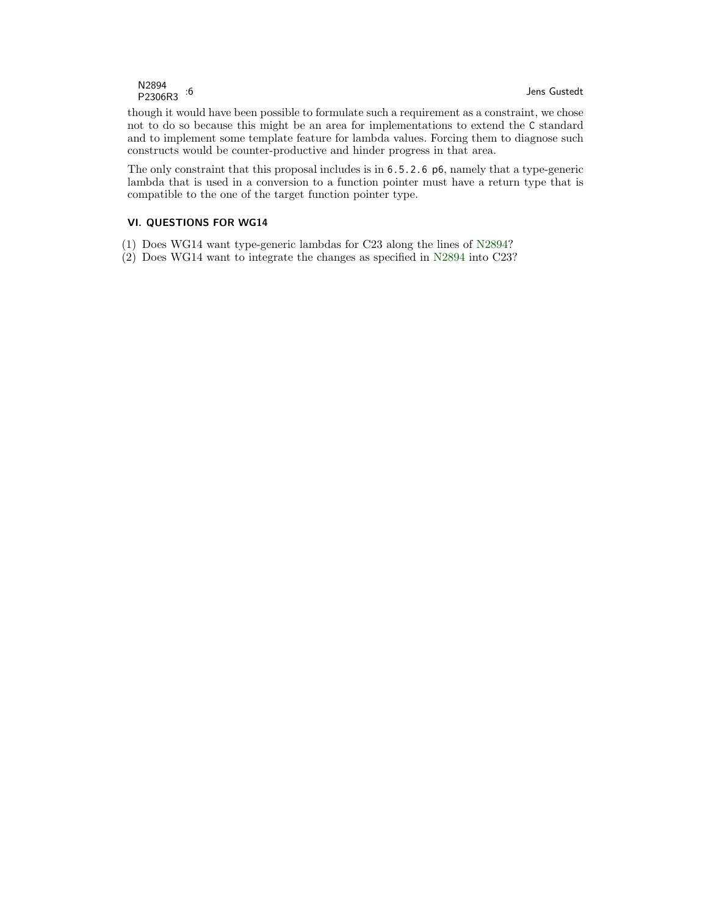though it would have been possible to formulate such a requirement as a constraint, we chose not to do so because this might be an area for implementations to extend the C standard and to implement some template feature for lambda values. Forcing them to diagnose such constructs would be counter-productive and hinder progress in that area.

The only constraint that this proposal includes is in `6.5.2.6 p6`, namely that a type-generic lambda that is used in a conversion to a function pointer must have a return type that is compatible to the one of the target function pointer type.

## VI. QUESTIONS FOR WG14

(1) Does WG14 want type-generic lambdas for C23 along the lines of N2894?
(2) Does WG14 want to integrate the changes as specified in N2894 into C23?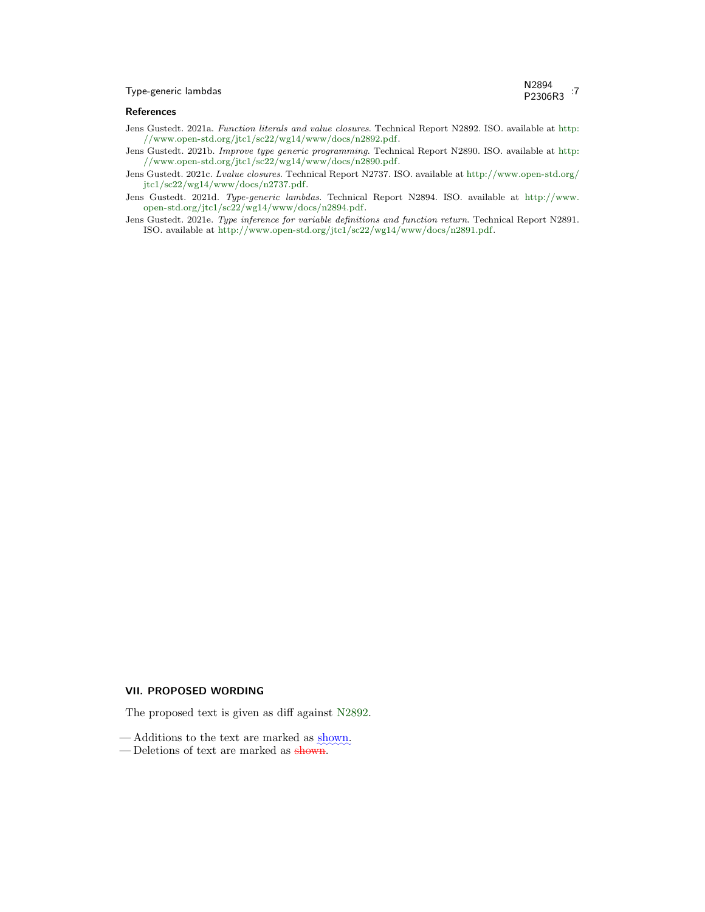## References

Jens Gustedt. 2021a. *Function literals and value closures*. Technical Report N2892. ISO. available at http://www.open-std.org/jtc1/sc22/wg14/www/docs/n2892.pdf.

Jens Gustedt. 2021b. *Improve type generic programming*. Technical Report N2890. ISO. available at http://www.open-std.org/jtc1/sc22/wg14/www/docs/n2890.pdf.

Jens Gustedt. 2021c. *Lvalue closures*. Technical Report N2737. ISO. available at http://www.open-std.org/jtc1/sc22/wg14/www/docs/n2737.pdf.

Jens Gustedt. 2021d. *Type-generic lambdas*. Technical Report N2894. ISO. available at http://www.open-std.org/jtc1/sc22/wg14/www/docs/n2894.pdf.

Jens Gustedt. 2021e. *Type inference for variable definitions and function return*. Technical Report N2891. ISO. available at http://www.open-std.org/jtc1/sc22/wg14/www/docs/n2891.pdf.

## VII. PROPOSED WORDING

The proposed text is given as diff against N2892.

— Additions to the text are marked as shown.
— Deletions of text are marked as ~~shown~~.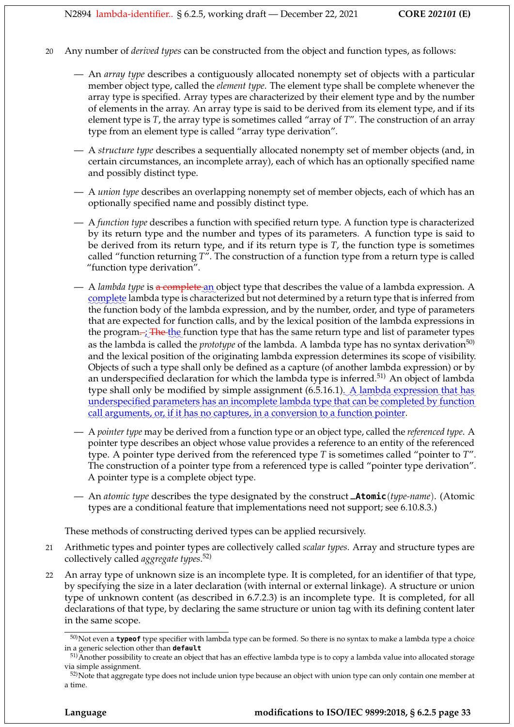20 Any number of *derived types* can be constructed from the object and function types, as follows:

— An *array type* describes a contiguously allocated nonempty set of objects with a particular member object type, called the *element type*. The element type shall be complete whenever the array type is specified. Array types are characterized by their element type and by the number of elements in the array. An array type is said to be derived from its element type, and if its element type is *T*, the array type is sometimes called "array of *T*". The construction of an array type from an element type is called "array type derivation".

— A *structure type* describes a sequentially allocated nonempty set of member objects (and, in certain circumstances, an incomplete array), each of which has an optionally specified name and possibly distinct type.

— A *union type* describes an overlapping nonempty set of member objects, each of which has an optionally specified name and possibly distinct type.

— A *function type* describes a function with specified return type. A function type is characterized by its return type and the number and types of its parameters. A function type is said to be derived from its return type, and if its return type is *T*, the function type is sometimes called "function returning *T*". The construction of a function type from a return type is called "function type derivation".

— A *lambda type* is ~~a complete~~ an object type that describes the value of a lambda expression. A complete lambda type is characterized but not determined by a return type that is inferred from the function body of the lambda expression, and by the number, order, and type of parameters that are expected for function calls, and by the lexical position of the lambda expressions in the program~~.;~~ ~~The~~ the function type that has the same return type and list of parameter types as the lambda is called the *prototype* of the lambda. A lambda type has no syntax derivation[50] and the lexical position of the originating lambda expression determines its scope of visibility. Objects of such a type shall only be defined as a capture (of another lambda expression) or by an underspecified declaration for which the lambda type is inferred.[51] An object of lambda type shall only be modified by simple assignment (6.5.16.1). A lambda expression that has underspecified parameters has an incomplete lambda type that can be completed by function call arguments, or, if it has no captures, in a conversion to a function pointer.

— A *pointer type* may be derived from a function type or an object type, called the *referenced type*. A pointer type describes an object whose value provides a reference to an entity of the referenced type. A pointer type derived from the referenced type *T* is sometimes called "pointer to *T*". The construction of a pointer type from a referenced type is called "pointer type derivation". A pointer type is a complete object type.

— An *atomic type* describes the type designated by the construct **`_Atomic`**(*type-name*). (Atomic types are a conditional feature that implementations need not support; see 6.10.8.3.)

These methods of constructing derived types can be applied recursively.

21 Arithmetic types and pointer types are collectively called *scalar types*. Array and structure types are collectively called *aggregate types*.[52]

22 An array type of unknown size is an incomplete type. It is completed, for an identifier of that type, by specifying the size in a later declaration (with internal or external linkage). A structure or union type of unknown content (as described in 6.7.2.3) is an incomplete type. It is completed, for all declarations of that type, by declaring the same structure or union tag with its defining content later in the same scope.

---

[50] Not even a **`typeof`** type specifier with lambda type can be formed. So there is no syntax to make a lambda type a choice in a generic selection other than **`default`**

[51] Another possibility to create an object that has an effective lambda type is to copy a lambda value into allocated storage via simple assignment.

[52] Note that aggregate type does not include union type because an object with union type can only contain one member at a time.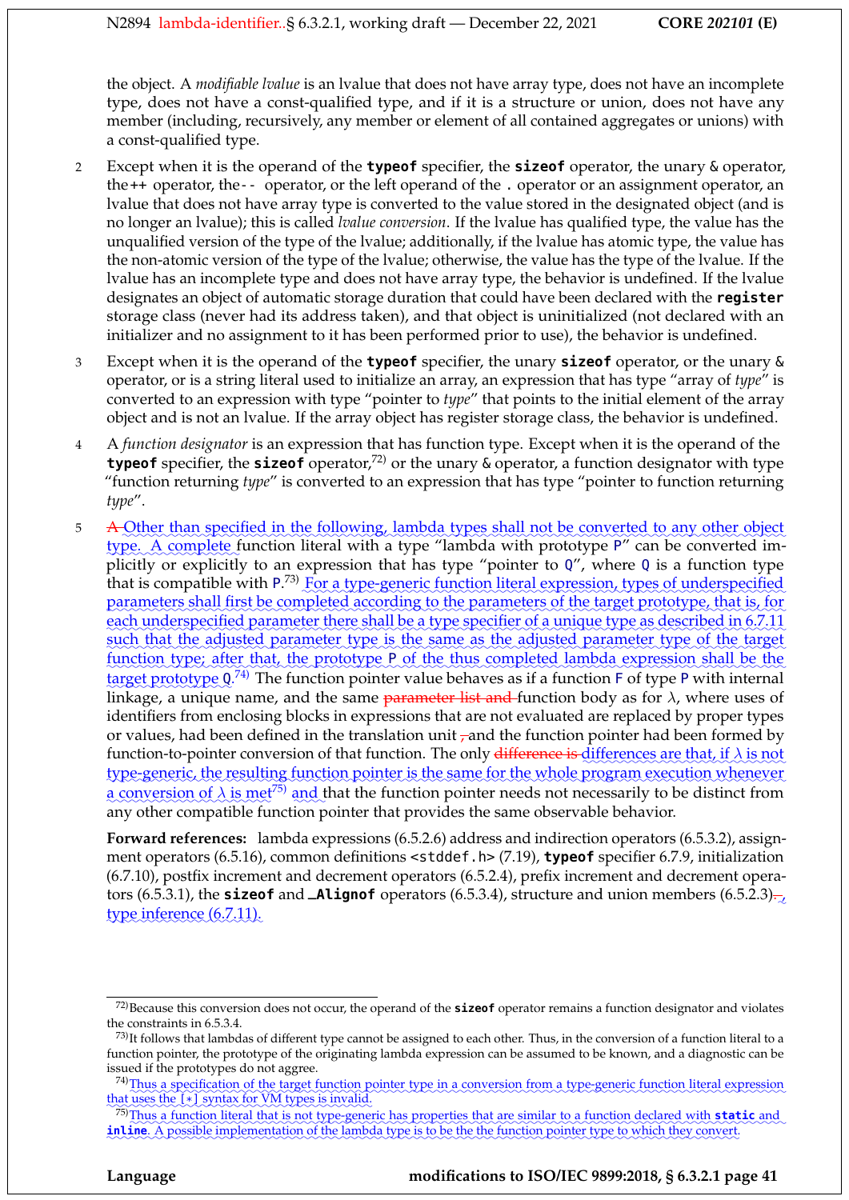the object. A *modifiable lvalue* is an lvalue that does not have array type, does not have an incomplete type, does not have a const-qualified type, and if it is a structure or union, does not have any member (including, recursively, any member or element of all contained aggregates or unions) with a const-qualified type.

2 Except when it is the operand of the **typeof** specifier, the **sizeof** operator, the unary & operator, the ++ operator, the -- operator, or the left operand of the . operator or an assignment operator, an lvalue that does not have array type is converted to the value stored in the designated object (and is no longer an lvalue); this is called *lvalue conversion*. If the lvalue has qualified type, the value has the unqualified version of the type of the lvalue; additionally, if the lvalue has atomic type, the value has the non-atomic version of the type of the lvalue; otherwise, the value has the type of the lvalue. If the lvalue has an incomplete type and does not have array type, the behavior is undefined. If the lvalue designates an object of automatic storage duration that could have been declared with the **register** storage class (never had its address taken), and that object is uninitialized (not declared with an initializer and no assignment to it has been performed prior to use), the behavior is undefined.

3 Except when it is the operand of the **typeof** specifier, the unary **sizeof** operator, or the unary & operator, or is a string literal used to initialize an array, an expression that has type "array of *type*" is converted to an expression with type "pointer to *type*" that points to the initial element of the array object and is not an lvalue. If the array object has register storage class, the behavior is undefined.

4 A *function designator* is an expression that has function type. Except when it is the operand of the **typeof** specifier, the **sizeof** operator,[72] or the unary & operator, a function designator with type "function returning *type*" is converted to an expression that has type "pointer to function returning *type*".

5 ~~A~~ Other than specified in the following, lambda types shall not be converted to any other object type. A complete function literal with a type "lambda with prototype P" can be converted implicitly or explicitly to an expression that has type "pointer to Q", where Q is a function type that is compatible with P.[73] For a type-generic function literal expression, types of underspecified parameters shall first be completed according to the parameters of the target prototype, that is, for each underspecified parameter there shall be a type specifier of a unique type as described in 6.7.11 such that the adjusted parameter type is the same as the adjusted parameter type of the target function type; after that, the prototype P of the thus completed lambda expression shall be the target prototype Q.[74] The function pointer value behaves as if a function F of type P with internal linkage, a unique name, and the same ~~parameter list and~~ function body as for $\lambda$, where uses of identifiers from enclosing blocks in expressions that are not evaluated are replaced by proper types or values, had been defined in the translation unit ~~,~~ and the function pointer had been formed by function-to-pointer conversion of that function. The only ~~difference is~~ differences are that, if $\lambda$ is not type-generic, the resulting function pointer is the same for the whole program execution whenever a conversion of $\lambda$ is met[75] and that the function pointer needs not necessarily to be distinct from any other compatible function pointer that provides the same observable behavior.

**Forward references:** lambda expressions (6.5.2.6) address and indirection operators (6.5.3.2), assignment operators (6.5.16), common definitions <stddef.h> (7.19), **typeof** specifier 6.7.9, initialization (6.7.10), postfix increment and decrement operators (6.5.2.4), prefix increment and decrement operators (6.5.3.1), the **sizeof** and **_Alignof** operators (6.5.3.4), structure and union members (6.5.2.3)~~.~~, type inference (6.7.11).

---

[72] Because this conversion does not occur, the operand of the **sizeof** operator remains a function designator and violates the constraints in 6.5.3.4.

[73] It follows that lambdas of different type cannot be assigned to each other. Thus, in the conversion of a function literal to a function pointer, the prototype of the originating lambda expression can be assumed to be known, and a diagnostic can be issued if the prototypes do not aggree.

[74] Thus a specification of the target function pointer type in a conversion from a type-generic function literal expression that uses the [*] syntax for VM types is invalid.

[75] Thus a function literal that is not type-generic has properties that are similar to a function declared with **static** and **inline**. A possible implementation of the lambda type is to be the the function pointer type to which they convert.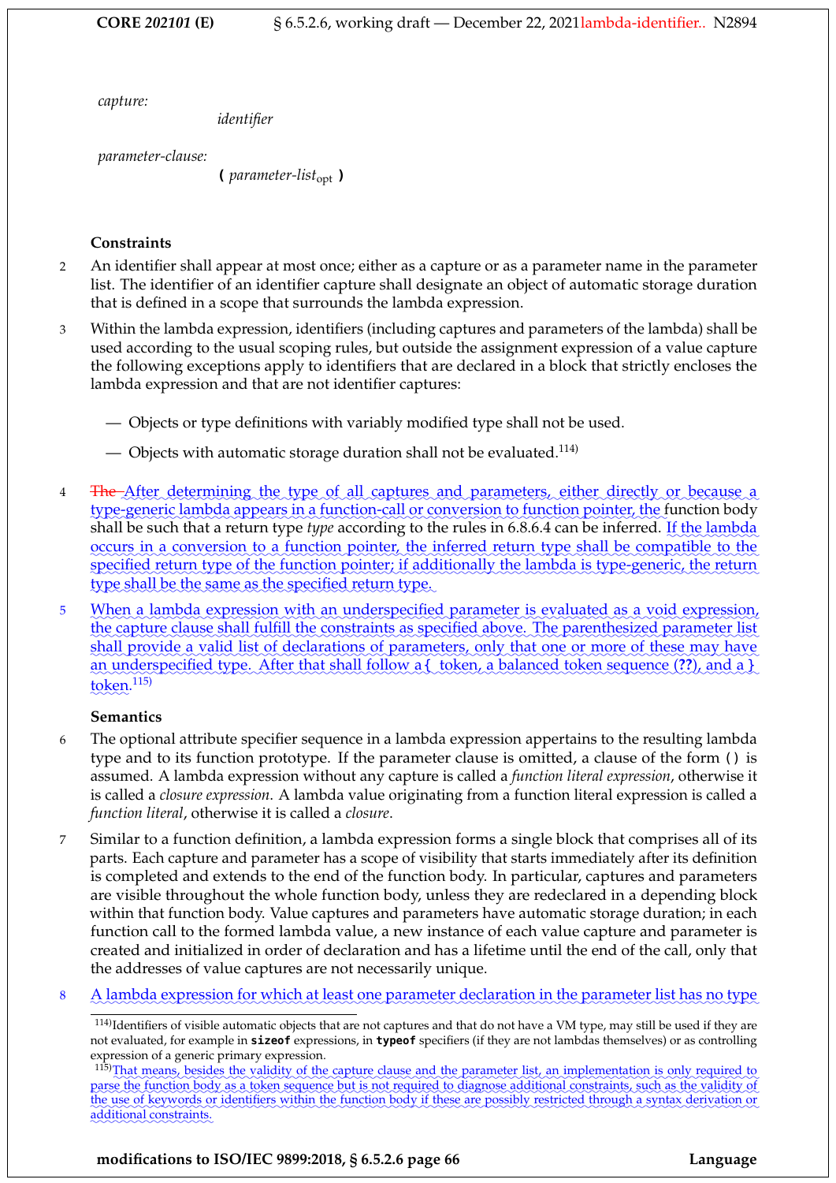*capture:*

  *identifier*

*parameter-clause:*

  **(** *parameter-list*$_{\text{opt}}$ **)**

### Constraints

2 An identifier shall appear at most once; either as a capture or as a parameter name in the parameter list. The identifier of an identifier capture shall designate an object of automatic storage duration that is defined in a scope that surrounds the lambda expression.

3 Within the lambda expression, identifiers (including captures and parameters of the lambda) shall be used according to the usual scoping rules, but outside the assignment expression of a value capture the following exceptions apply to identifiers that are declared in a block that strictly encloses the lambda expression and that are not identifier captures:

- Objects or type definitions with variably modified type shall not be used.
- Objects with automatic storage duration shall not be evaluated.[114)]

4 ~~The~~ After determining the type of all captures and parameters, either directly or because a type-generic lambda appears in a function-call or conversion to function pointer, the function body shall be such that a return type *type* according to the rules in 6.8.6.4 can be inferred. If the lambda occurs in a conversion to a function pointer, the inferred return type shall be compatible to the specified return type of the function pointer; if additionally the lambda is type-generic, the return type shall be the same as the specified return type.

5 When a lambda expression with an underspecified parameter is evaluated as a void expression, the capture clause shall fulfill the constraints as specified above. The parenthesized parameter list shall provide a valid list of declarations of parameters, only that one or more of these may have an underspecified type. After that shall follow a { token, a balanced token sequence (**??**), and a } token.[115)]

### Semantics

6 The optional attribute specifier sequence in a lambda expression appertains to the resulting lambda type and to its function prototype. If the parameter clause is omitted, a clause of the form `()` is assumed. A lambda expression without any capture is called a *function literal expression*, otherwise it is called a *closure expression*. A lambda value originating from a function literal expression is called a *function literal*, otherwise it is called a *closure*.

7 Similar to a function definition, a lambda expression forms a single block that comprises all of its parts. Each capture and parameter has a scope of visibility that starts immediately after its definition is completed and extends to the end of the function body. In particular, captures and parameters are visible throughout the whole function body, unless they are redeclared in a depending block within that function body. Value captures and parameters have automatic storage duration; in each function call to the formed lambda value, a new instance of each value capture and parameter is created and initialized in order of declaration and has a lifetime until the end of the call, only that the addresses of value captures are not necessarily unique.

8 A lambda expression for which at least one parameter declaration in the parameter list has no type

---

114) Identifiers of visible automatic objects that are not captures and that do not have a VM type, may still be used if they are not evaluated, for example in **`sizeof`** expressions, in **`typeof`** specifiers (if they are not lambdas themselves) or as controlling expression of a generic primary expression.

115) That means, besides the validity of the capture clause and the parameter list, an implementation is only required to parse the function body as a token sequence but is not required to diagnose additional constraints, such as the validity of the use of keywords or identifiers within the function body if these are possibly restricted through a syntax derivation or additional constraints.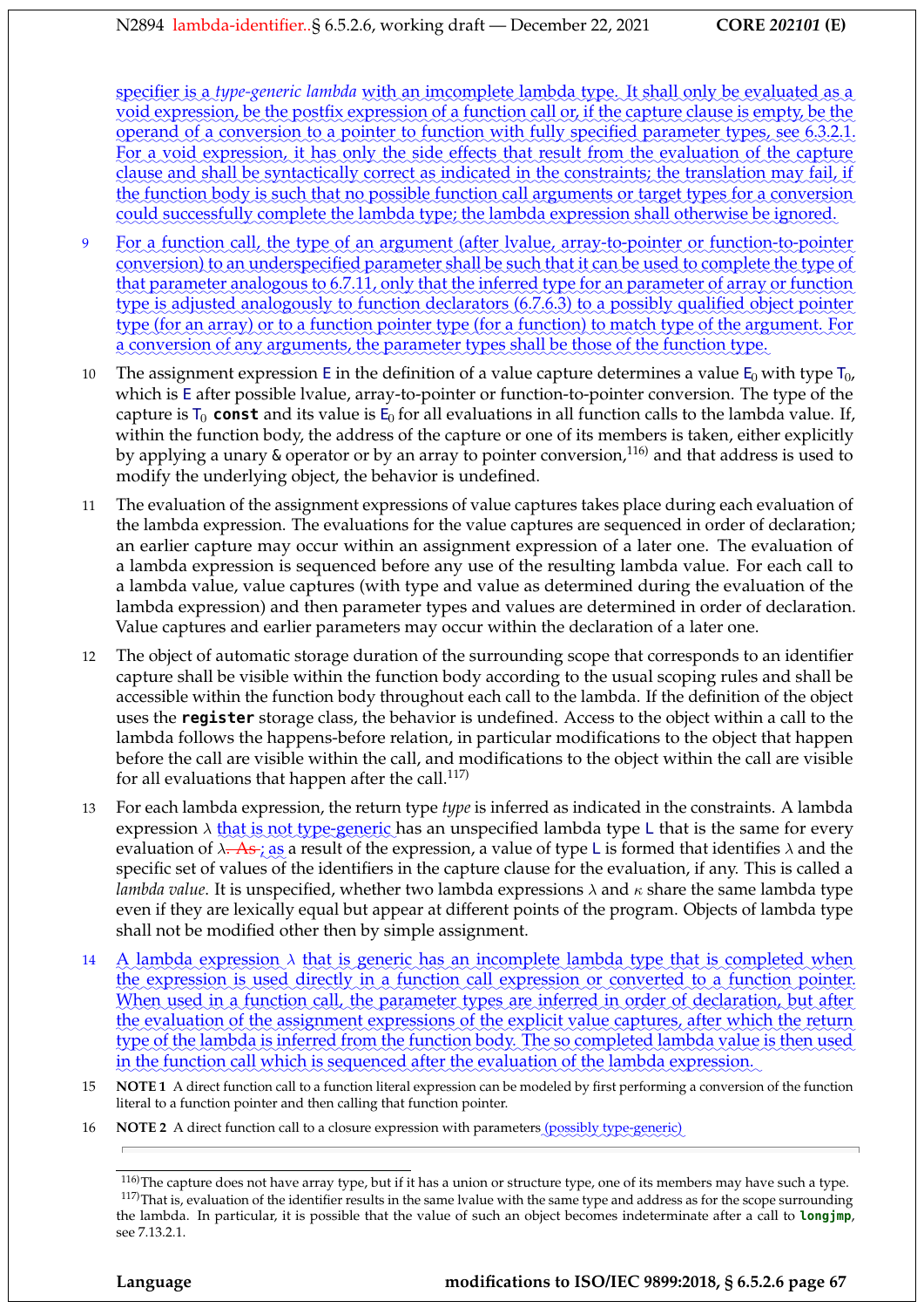specifier is a *type-generic lambda* with an imcomplete lambda type. It shall only be evaluated as a void expression, be the postfix expression of a function call or, if the capture clause is empty, be the operand of a conversion to a pointer to function with fully specified parameter types, see 6.3.2.1. For a void expression, it has only the side effects that result from the evaluation of the capture clause and shall be syntactically correct as indicated in the constraints; the translation may fail, if the function body is such that no possible function call arguments or target types for a conversion could successfully complete the lambda type; the lambda expression shall otherwise be ignored.

9 For a function call, the type of an argument (after lvalue, array-to-pointer or function-to-pointer conversion) to an underspecified parameter shall be such that it can be used to complete the type of that parameter analogous to 6.7.11, only that the inferred type for an parameter of array or function type is adjusted analogously to function declarators (6.7.6.3) to a possibly qualified object pointer type (for an array) or to a function pointer type (for a function) to match type of the argument. For a conversion of any arguments, the parameter types shall be those of the function type.

10 The assignment expression `E` in the definition of a value capture determines a value $E_0$ with type $T_0$, which is `E` after possible lvalue, array-to-pointer or function-to-pointer conversion. The type of the capture is $T_0$ **`const`** and its value is $E_0$ for all evaluations in all function calls to the lambda value. If, within the function body, the address of the capture or one of its members is taken, either explicitly by applying a unary `&` operator or by an array to pointer conversion,[116] and that address is used to modify the underlying object, the behavior is undefined.

11 The evaluation of the assignment expressions of value captures takes place during each evaluation of the lambda expression. The evaluations for the value captures are sequenced in order of declaration; an earlier capture may occur within an assignment expression of a later one. The evaluation of a lambda expression is sequenced before any use of the resulting lambda value. For each call to a lambda value, value captures (with type and value as determined during the evaluation of the lambda expression) and then parameter types and values are determined in order of declaration. Value captures and earlier parameters may occur within the declaration of a later one.

12 The object of automatic storage duration of the surrounding scope that corresponds to an identifier capture shall be visible within the function body according to the usual scoping rules and shall be accessible within the function body throughout each call to the lambda. If the definition of the object uses the **`register`** storage class, the behavior is undefined. Access to the object within a call to the lambda follows the happens-before relation, in particular modifications to the object that happen before the call are visible within the call, and modifications to the object within the call are visible for all evaluations that happen after the call.[117]

13 For each lambda expression, the return type *type* is inferred as indicated in the constraints. A lambda expression $\lambda$ that is not type-generic has an unspecified lambda type `L` that is the same for every evaluation of $\lambda$~~. As~~; as a result of the expression, a value of type `L` is formed that identifies $\lambda$ and the specific set of values of the identifiers in the capture clause for the evaluation, if any. This is called a *lambda value*. It is unspecified, whether two lambda expressions $\lambda$ and $\kappa$ share the same lambda type even if they are lexically equal but appear at different points of the program. Objects of lambda type shall not be modified other then by simple assignment.

14 A lambda expression $\lambda$ that is generic has an incomplete lambda type that is completed when the expression is used directly in a function call expression or converted to a function pointer. When used in a function call, the parameter types are inferred in order of declaration, but after the evaluation of the assignment expressions of the explicit value captures, after which the return type of the lambda is inferred from the function body. The so completed lambda value is then used in the function call which is sequenced after the evaluation of the lambda expression.

15 **NOTE 1** A direct function call to a function literal expression can be modeled by first performing a conversion of the function literal to a function pointer and then calling that function pointer.

16 **NOTE 2** A direct function call to a closure expression with parameters (possibly type-generic)

---

[116] The capture does not have array type, but if it has a union or structure type, one of its members may have such a type.

[117] That is, evaluation of the identifier results in the same lvalue with the same type and address as for the scope surrounding the lambda. In particular, it is possible that the value of such an object becomes indeterminate after a call to **`longjmp`**, see 7.13.2.1.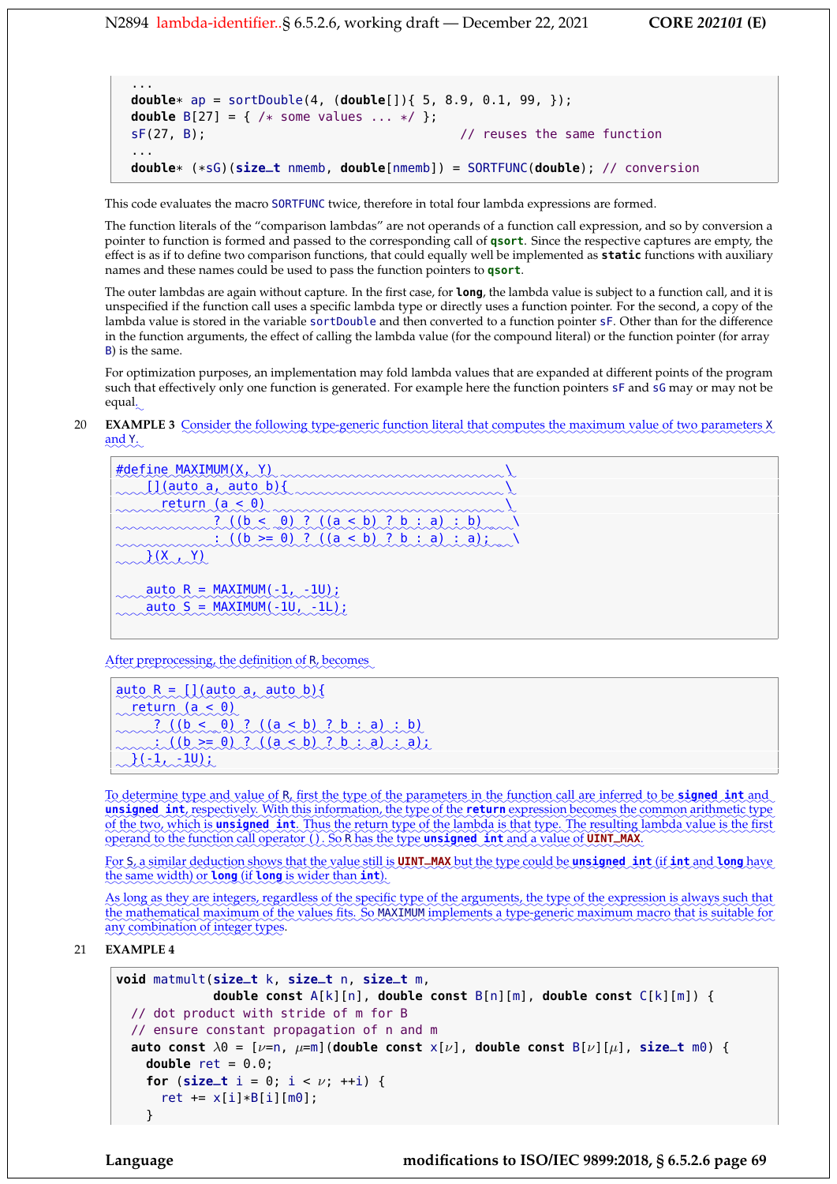```
...
double* ap = sortDouble(4, (double[]){ 5, 8.9, 0.1, 99, });
double B[27] = { /* some values ... */ };
sF(27, B);                                    // reuses the same function
...
double* (*sG)(size_t nmemb, double[nmemb]) = SORTFUNC(double); // conversion
```

This code evaluates the macro SORTFUNC twice, therefore in total four lambda expressions are formed.

The function literals of the "comparison lambdas" are not operands of a function call expression, and so by conversion a pointer to function is formed and passed to the corresponding call of **qsort**. Since the respective captures are empty, the effect is as if to define two comparison functions, that could equally well be implemented as **static** functions with auxiliary names and these names could be used to pass the function pointers to **qsort**.

The outer lambdas are again without capture. In the first case, for **long**, the lambda value is subject to a function call, and it is unspecified if the function call uses a specific lambda type or directly uses a function pointer. For the second, a copy of the lambda value is stored in the variable sortDouble and then converted to a function pointer sF. Other than for the difference in the function arguments, the effect of calling the lambda value (for the compound literal) or the function pointer (for array B) is the same.

For optimization purposes, an implementation may fold lambda values that are expanded at different points of the program such that effectively only one function is generated. For example here the function pointers sF and sG may or may not be equal.

20 **EXAMPLE 3** Consider the following type-generic function literal that computes the maximum value of two parameters X and Y.

```
#define MAXIMUM(X, Y)                                  \
    [](auto a, auto b){                                \
      return (a < 0)                                   \
             ? ((b <  0) ? ((a < b) ? b : a) : b)      \
             : ((b >= 0) ? ((a < b) ? b : a) : a);     \
    }(X , Y)

    auto R = MAXIMUM(-1, -1U);
    auto S = MAXIMUM(-1U, -1L);
```

After preprocessing, the definition of R, becomes

```
auto R = [](auto a, auto b){
  return (a < 0)
     ? ((b <  0) ? ((a < b) ? b : a) : b)
     : ((b >= 0) ? ((a < b) ? b : a) : a);
  }(-1, -1U);
```

To determine type and value of R, first the type of the parameters in the function call are inferred to be **signed int** and **unsigned int**, respectively. With this information, the type of the **return** expression becomes the common arithmetic type of the two, which is **unsigned int**. Thus the return type of the lambda is that type. The resulting lambda value is the first operand to the function call operator (). So R has the type **unsigned int** and a value of **UINT_MAX**.

For S, a similar deduction shows that the value still is **UINT_MAX** but the type could be **unsigned int** (if **int** and **long** have the same width) or **long** (if **long** is wider than **int**).

As long as they are integers, regardless of the specific type of the arguments, the type of the expression is always such that the mathematical maximum of the values fits. So MAXIMUM implements a type-generic maximum macro that is suitable for any combination of integer types.

21 **EXAMPLE 4**

```
void matmult(size_t k, size_t n, size_t m,
             double const A[k][n], double const B[n][m], double const C[k][m]) {
  // dot product with stride of m for B
  // ensure constant propagation of n and m
  auto const λ0 = [ν=n, μ=m](double const x[ν], double const B[ν][μ], size_t m0) {
    double ret = 0.0;
    for (size_t i = 0; i < ν; ++i) {
      ret += x[i]*B[i][m0];
    }
```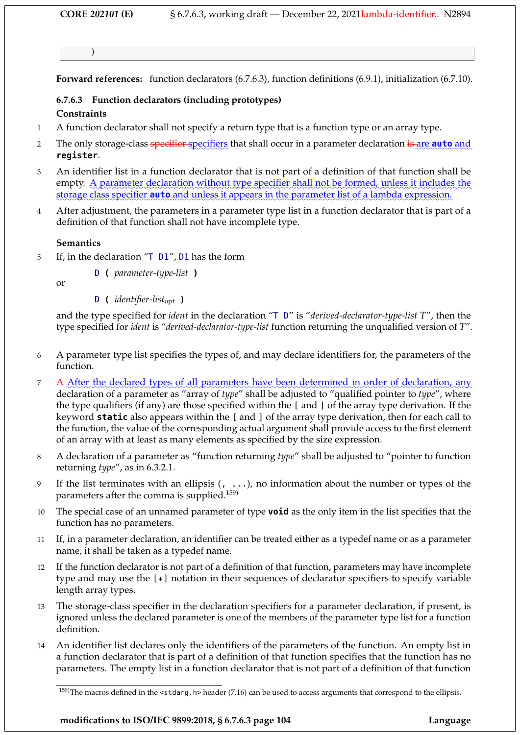```
}
```

**Forward references:** function declarators (6.7.6.3), function definitions (6.9.1), initialization (6.7.10).

### 6.7.6.3 Function declarators (including prototypes)

**Constraints**

1 A function declarator shall not specify a return type that is a function type or an array type.

2 The only storage-class ~~specifier~~ specifiers that shall occur in a parameter declaration ~~is~~ are **auto** and **register**.

3 An identifier list in a function declarator that is not part of a definition of that function shall be empty. A parameter declaration without type specifier shall not be formed, unless it includes the storage class specifier **auto** and unless it appears in the parameter list of a lambda expression.

4 After adjustment, the parameters in a parameter type list in a function declarator that is part of a definition of that function shall not have incomplete type.

**Semantics**

5 If, in the declaration "`T D1`", `D1` has the form

> `D` **(** *parameter-type-list* **)**

or

> `D` **(** *identifier-list*$_{opt}$ **)**

and the type specified for *ident* in the declaration "`T D`" is "*derived-declarator-type-list T*", then the type specified for *ident* is "*derived-declarator-type-list* function returning the unqualified version of *T*".

6 A parameter type list specifies the types of, and may declare identifiers for, the parameters of the function.

7 ~~A~~ After the declared types of all parameters have been determined in order of declaration, any declaration of a parameter as "array of *type*" shall be adjusted to "qualified pointer to *type*", where the type qualifiers (if any) are those specified within the [ and ] of the array type derivation. If the keyword **static** also appears within the [ and ] of the array type derivation, then for each call to the function, the value of the corresponding actual argument shall provide access to the first element of an array with at least as many elements as specified by the size expression.

8 A declaration of a parameter as "function returning *type*" shall be adjusted to "pointer to function returning *type*", as in 6.3.2.1.

9 If the list terminates with an ellipsis (`, ...`), no information about the number or types of the parameters after the comma is supplied.[159)]

10 The special case of an unnamed parameter of type **void** as the only item in the list specifies that the function has no parameters.

11 If, in a parameter declaration, an identifier can be treated either as a typedef name or as a parameter name, it shall be taken as a typedef name.

12 If the function declarator is not part of a definition of that function, parameters may have incomplete type and may use the `[*]` notation in their sequences of declarator specifiers to specify variable length array types.

13 The storage-class specifier in the declaration specifiers for a parameter declaration, if present, is ignored unless the declared parameter is one of the members of the parameter type list for a function definition.

14 An identifier list declares only the identifiers of the parameters of the function. An empty list in a function declarator that is part of a definition of that function specifies that the function has no parameters. The empty list in a function declarator that is not part of a definition of that function

[159)] The macros defined in the `<stdarg.h>` header (7.16) can be used to access arguments that correspond to the ellipsis.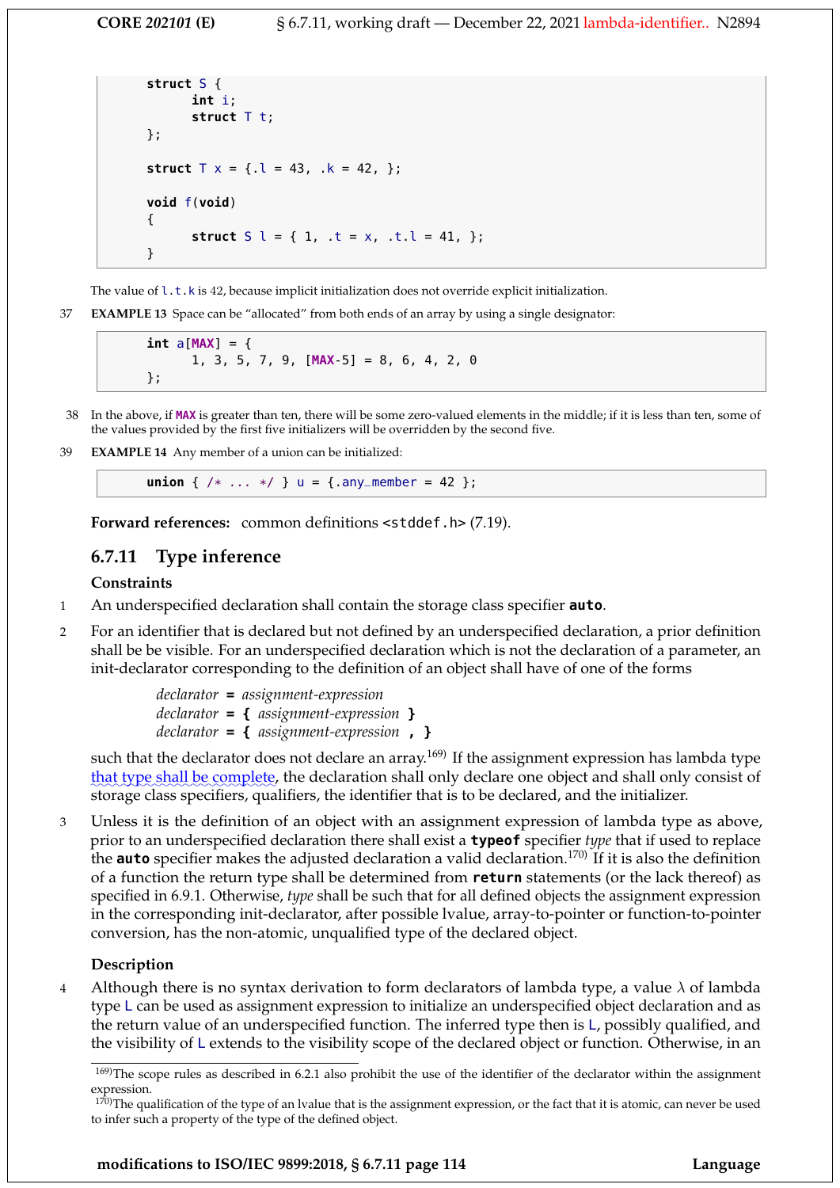```c
struct S {
      int i;
      struct T t;
};

struct T x = {.l = 43, .k = 42, };

void f(void)
{
      struct S l = { 1, .t = x, .t.l = 41, };
}
```

The value of `l.t.k` is 42, because implicit initialization does not override explicit initialization.

37 **EXAMPLE 13** Space can be "allocated" from both ends of an array by using a single designator:

```c
int a[MAX] = {
      1, 3, 5, 7, 9, [MAX-5] = 8, 6, 4, 2, 0
};
```

38 In the above, if **MAX** is greater than ten, there will be some zero-valued elements in the middle; if it is less than ten, some of the values provided by the first five initializers will be overridden by the second five.

39 **EXAMPLE 14** Any member of a union can be initialized:

```c
union { /* ... */ } u = {.any_member = 42 };
```

**Forward references:** common definitions `<stddef.h>` (7.19).

### 6.7.11 Type inference

**Constraints**

1 An underspecified declaration shall contain the storage class specifier **auto**.

2 For an identifier that is declared but not defined by an underspecified declaration, a prior definition shall be be visible. For an underspecified declaration which is not the declaration of a parameter, an init-declarator corresponding to the definition of an object shall have of one of the forms

> *declarator* **=** *assignment-expression*
> *declarator* **= {** *assignment-expression* **}**
> *declarator* **= {** *assignment-expression* **, }**

such that the declarator does not declare an array.[169] If the assignment expression has lambda type that type shall be complete, the declaration shall only declare one object and shall only consist of storage class specifiers, qualifiers, the identifier that is to be declared, and the initializer.

3 Unless it is the definition of an object with an assignment expression of lambda type as above, prior to an underspecified declaration there shall exist a **typeof** specifier *type* that if used to replace the **auto** specifier makes the adjusted declaration a valid declaration.[170] If it is also the definition of a function the return type shall be determined from **return** statements (or the lack thereof) as specified in 6.9.1. Otherwise, *type* shall be such that for all defined objects the assignment expression in the corresponding init-declarator, after possible lvalue, array-to-pointer or function-to-pointer conversion, has the non-atomic, unqualified type of the declared object.

**Description**

4 Although there is no syntax derivation to form declarators of lambda type, a value $\lambda$ of lambda type `L` can be used as assignment expression to initialize an underspecified object declaration and as the return value of an underspecified function. The inferred type then is `L`, possibly qualified, and the visibility of `L` extends to the visibility scope of the declared object or function. Otherwise, in an

[169] The scope rules as described in 6.2.1 also prohibit the use of the identifier of the declarator within the assignment expression.

[170] The qualification of the type of an lvalue that is the assignment expression, or the fact that it is atomic, can never be used to infer such a property of the type of the defined object.